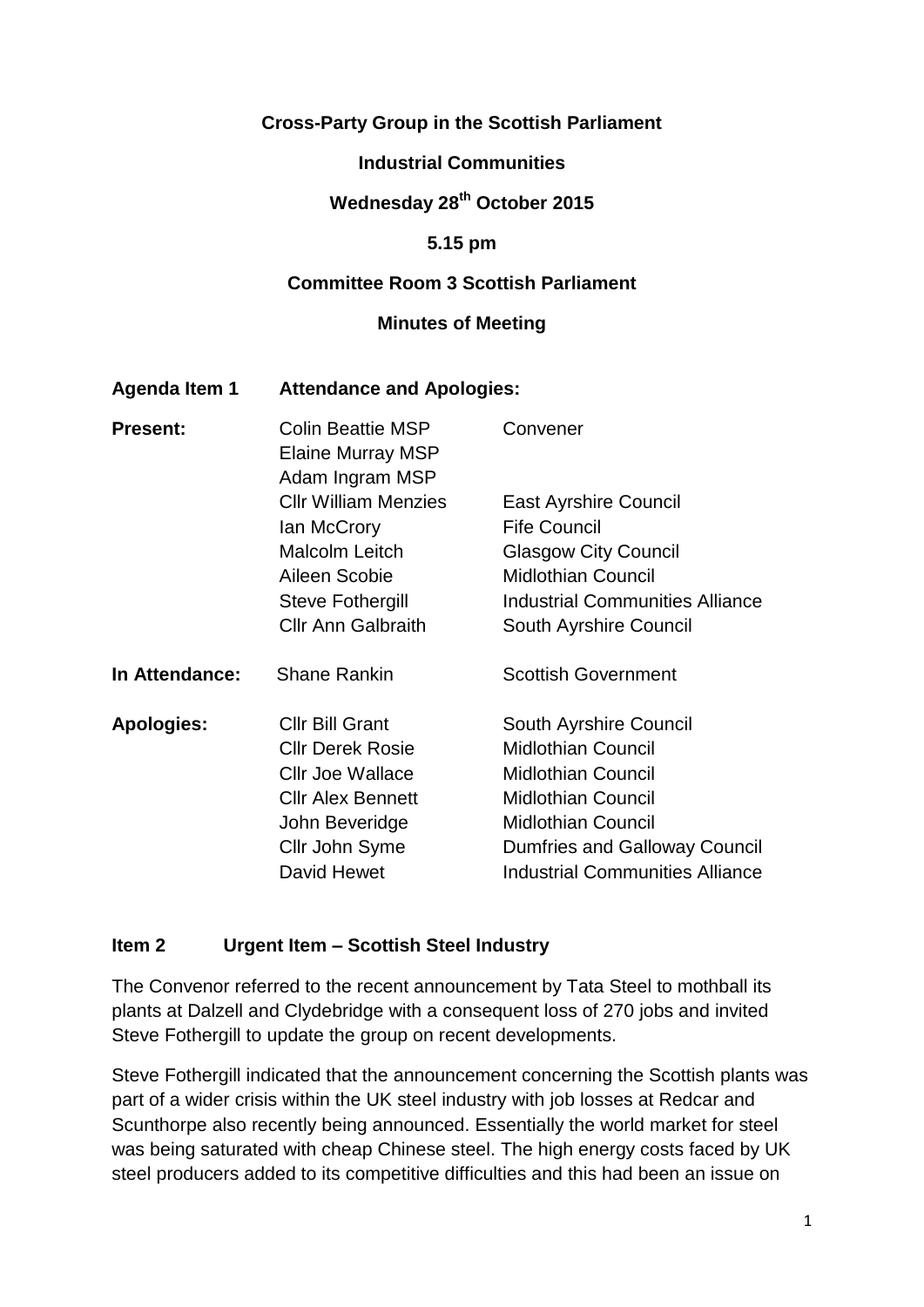**Cross-Party Group in the Scottish Parliament**

**Industrial Communities**

**Wednesday 28th October 2015**

**5.15 pm**

**Committee Room 3 Scottish Parliament**

**Minutes of Meeting**

**Agenda Item 1 Attendance and Apologies:**

| | | |
|---|---|---|
| **Present:** | Colin Beattie MSP | Convener |
| | Elaine Murray MSP | |
| | Adam Ingram MSP | |
| | Cllr William Menzies | East Ayrshire Council |
| | Ian McCrory | Fife Council |
| | Malcolm Leitch | Glasgow City Council |
| | Aileen Scobie | Midlothian Council |
| | Steve Fothergill | Industrial Communities Alliance |
| | Cllr Ann Galbraith | South Ayrshire Council |
| **In Attendance:** | Shane Rankin | Scottish Government |
| **Apologies:** | Cllr Bill Grant | South Ayrshire Council |
| | Cllr Derek Rosie | Midlothian Council |
| | Cllr Joe Wallace | Midlothian Council |
| | Cllr Alex Bennett | Midlothian Council |
| | John Beveridge | Midlothian Council |
| | Cllr John Syme | Dumfries and Galloway Council |
| | David Hewet | Industrial Communities Alliance |

**Item 2 Urgent Item – Scottish Steel Industry**

The Convenor referred to the recent announcement by Tata Steel to mothball its plants at Dalzell and Clydebridge with a consequent loss of 270 jobs and invited Steve Fothergill to update the group on recent developments.

Steve Fothergill indicated that the announcement concerning the Scottish plants was part of a wider crisis within the UK steel industry with job losses at Redcar and Scunthorpe also recently being announced. Essentially the world market for steel was being saturated with cheap Chinese steel. The high energy costs faced by UK steel producers added to its competitive difficulties and this had been an issue on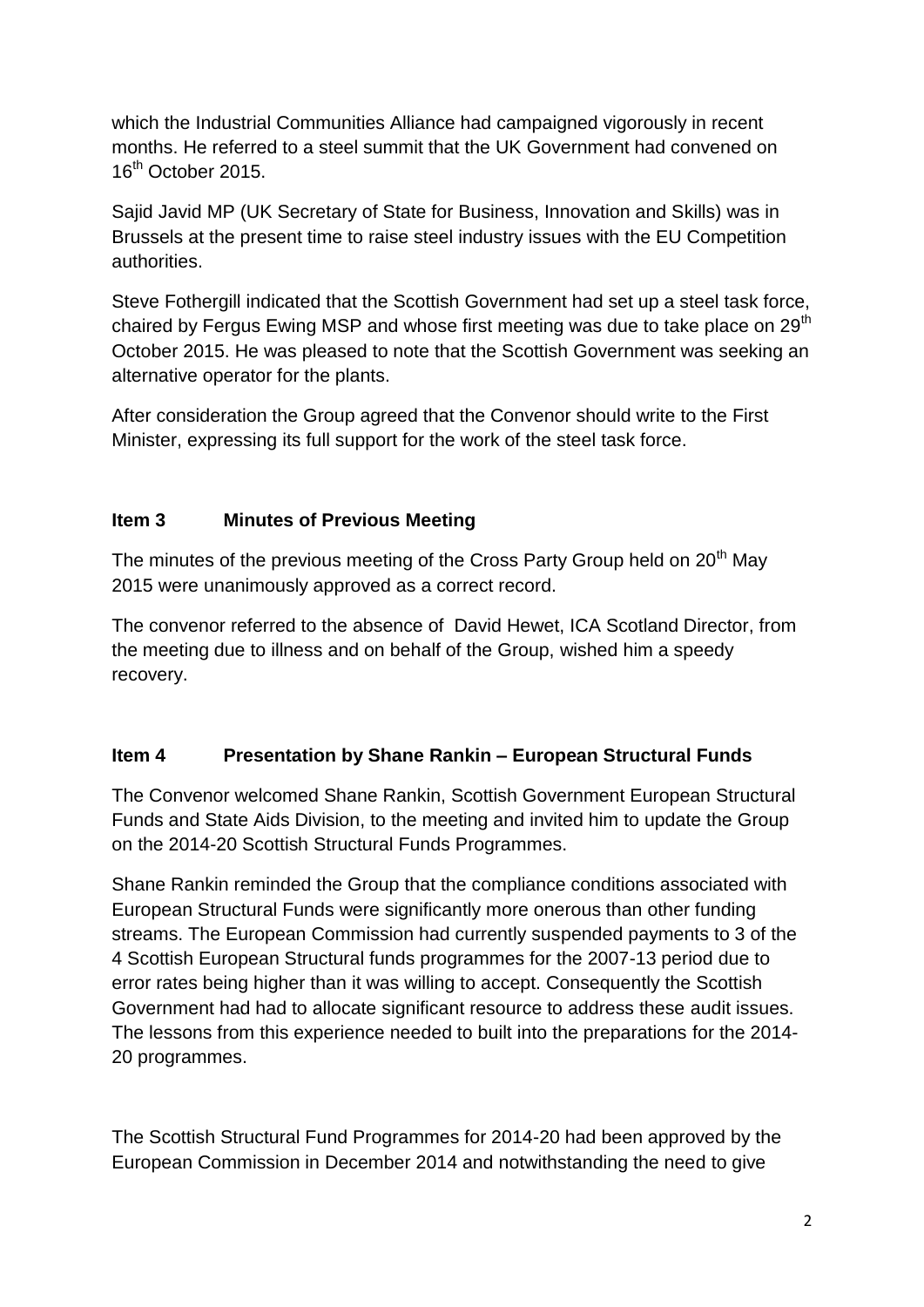which the Industrial Communities Alliance had campaigned vigorously in recent months. He referred to a steel summit that the UK Government had convened on 16th October 2015.

Sajid Javid MP (UK Secretary of State for Business, Innovation and Skills) was in Brussels at the present time to raise steel industry issues with the EU Competition authorities.

Steve Fothergill indicated that the Scottish Government had set up a steel task force, chaired by Fergus Ewing MSP and whose first meeting was due to take place on 29th October 2015. He was pleased to note that the Scottish Government was seeking an alternative operator for the plants.

After consideration the Group agreed that the Convenor should write to the First Minister, expressing its full support for the work of the steel task force.

**Item 3 Minutes of Previous Meeting**

The minutes of the previous meeting of the Cross Party Group held on 20th May 2015 were unanimously approved as a correct record.

The convenor referred to the absence of David Hewet, ICA Scotland Director, from the meeting due to illness and on behalf of the Group, wished him a speedy recovery.

**Item 4 Presentation by Shane Rankin – European Structural Funds**

The Convenor welcomed Shane Rankin, Scottish Government European Structural Funds and State Aids Division, to the meeting and invited him to update the Group on the 2014-20 Scottish Structural Funds Programmes.

Shane Rankin reminded the Group that the compliance conditions associated with European Structural Funds were significantly more onerous than other funding streams. The European Commission had currently suspended payments to 3 of the 4 Scottish European Structural funds programmes for the 2007-13 period due to error rates being higher than it was willing to accept. Consequently the Scottish Government had had to allocate significant resource to address these audit issues. The lessons from this experience needed to built into the preparations for the 2014-20 programmes.

The Scottish Structural Fund Programmes for 2014-20 had been approved by the European Commission in December 2014 and notwithstanding the need to give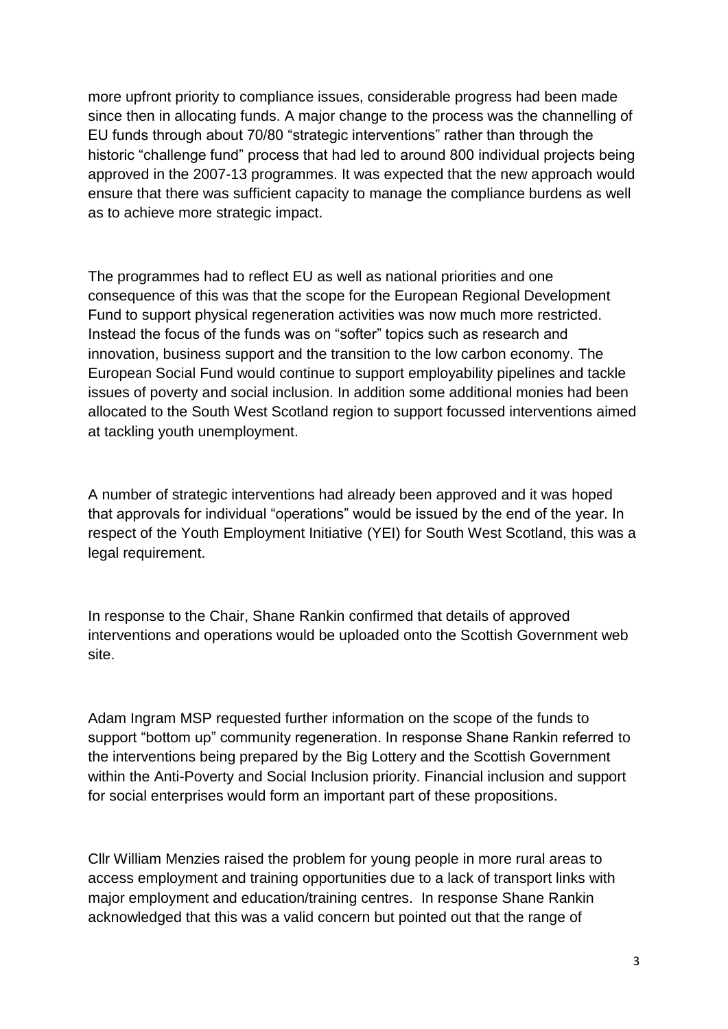more upfront priority to compliance issues, considerable progress had been made since then in allocating funds. A major change to the process was the channelling of EU funds through about 70/80 "strategic interventions" rather than through the historic "challenge fund" process that had led to around 800 individual projects being approved in the 2007-13 programmes. It was expected that the new approach would ensure that there was sufficient capacity to manage the compliance burdens as well as to achieve more strategic impact.

The programmes had to reflect EU as well as national priorities and one consequence of this was that the scope for the European Regional Development Fund to support physical regeneration activities was now much more restricted. Instead the focus of the funds was on "softer" topics such as research and innovation, business support and the transition to the low carbon economy. The European Social Fund would continue to support employability pipelines and tackle issues of poverty and social inclusion. In addition some additional monies had been allocated to the South West Scotland region to support focussed interventions aimed at tackling youth unemployment.

A number of strategic interventions had already been approved and it was hoped that approvals for individual "operations" would be issued by the end of the year. In respect of the Youth Employment Initiative (YEI) for South West Scotland, this was a legal requirement.

In response to the Chair, Shane Rankin confirmed that details of approved interventions and operations would be uploaded onto the Scottish Government web site.

Adam Ingram MSP requested further information on the scope of the funds to support "bottom up" community regeneration. In response Shane Rankin referred to the interventions being prepared by the Big Lottery and the Scottish Government within the Anti-Poverty and Social Inclusion priority. Financial inclusion and support for social enterprises would form an important part of these propositions.

Cllr William Menzies raised the problem for young people in more rural areas to access employment and training opportunities due to a lack of transport links with major employment and education/training centres. In response Shane Rankin acknowledged that this was a valid concern but pointed out that the range of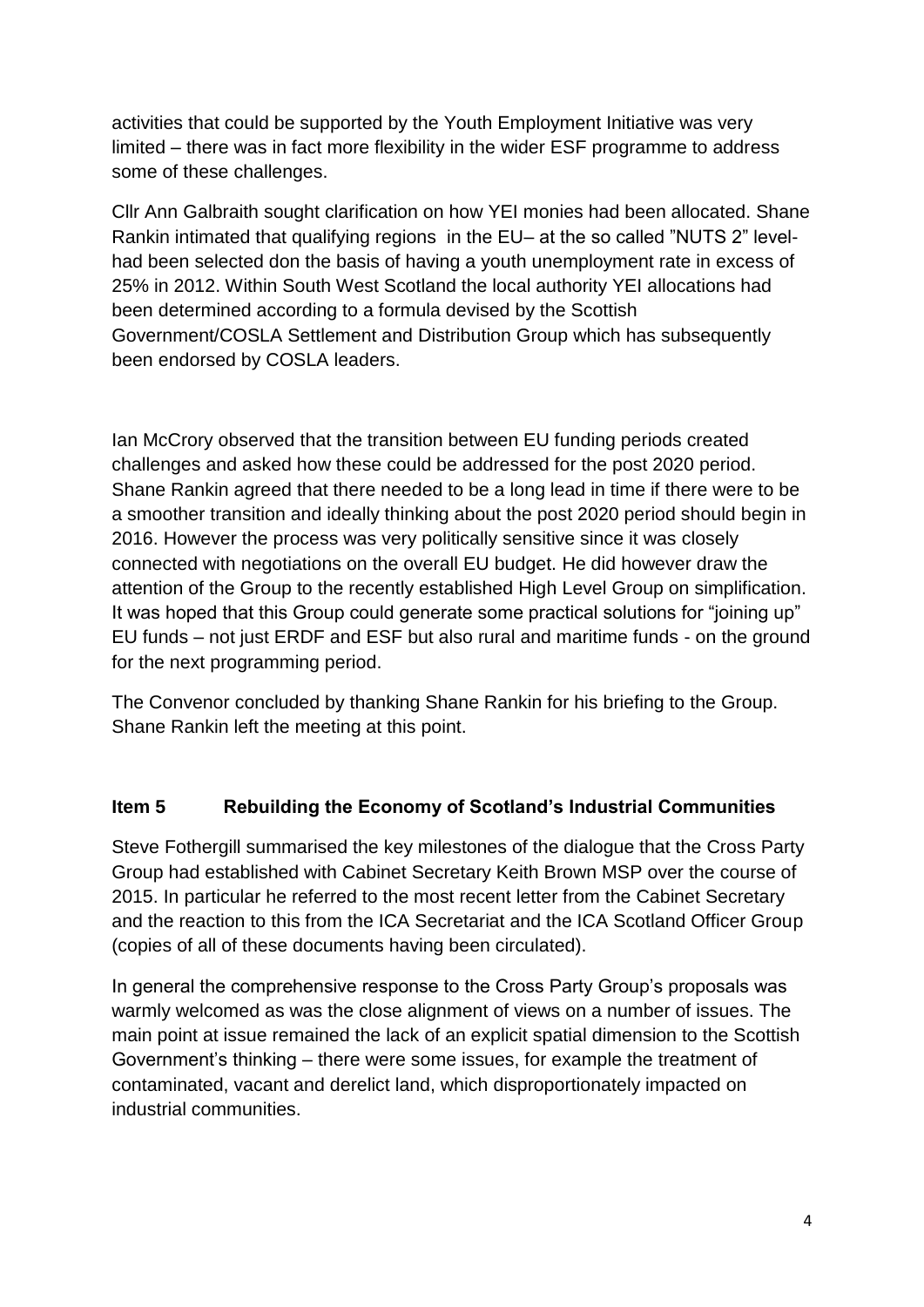activities that could be supported by the Youth Employment Initiative was very limited – there was in fact more flexibility in the wider ESF programme to address some of these challenges.

Cllr Ann Galbraith sought clarification on how YEI monies had been allocated. Shane Rankin intimated that qualifying regions in the EU– at the so called "NUTS 2" level- had been selected don the basis of having a youth unemployment rate in excess of 25% in 2012. Within South West Scotland the local authority YEI allocations had been determined according to a formula devised by the Scottish Government/COSLA Settlement and Distribution Group which has subsequently been endorsed by COSLA leaders.

Ian McCrory observed that the transition between EU funding periods created challenges and asked how these could be addressed for the post 2020 period. Shane Rankin agreed that there needed to be a long lead in time if there were to be a smoother transition and ideally thinking about the post 2020 period should begin in 2016. However the process was very politically sensitive since it was closely connected with negotiations on the overall EU budget. He did however draw the attention of the Group to the recently established High Level Group on simplification. It was hoped that this Group could generate some practical solutions for "joining up" EU funds – not just ERDF and ESF but also rural and maritime funds - on the ground for the next programming period.

The Convenor concluded by thanking Shane Rankin for his briefing to the Group. Shane Rankin left the meeting at this point.

## Item 5 Rebuilding the Economy of Scotland's Industrial Communities

Steve Fothergill summarised the key milestones of the dialogue that the Cross Party Group had established with Cabinet Secretary Keith Brown MSP over the course of 2015. In particular he referred to the most recent letter from the Cabinet Secretary and the reaction to this from the ICA Secretariat and the ICA Scotland Officer Group (copies of all of these documents having been circulated).

In general the comprehensive response to the Cross Party Group's proposals was warmly welcomed as was the close alignment of views on a number of issues. The main point at issue remained the lack of an explicit spatial dimension to the Scottish Government's thinking – there were some issues, for example the treatment of contaminated, vacant and derelict land, which disproportionately impacted on industrial communities.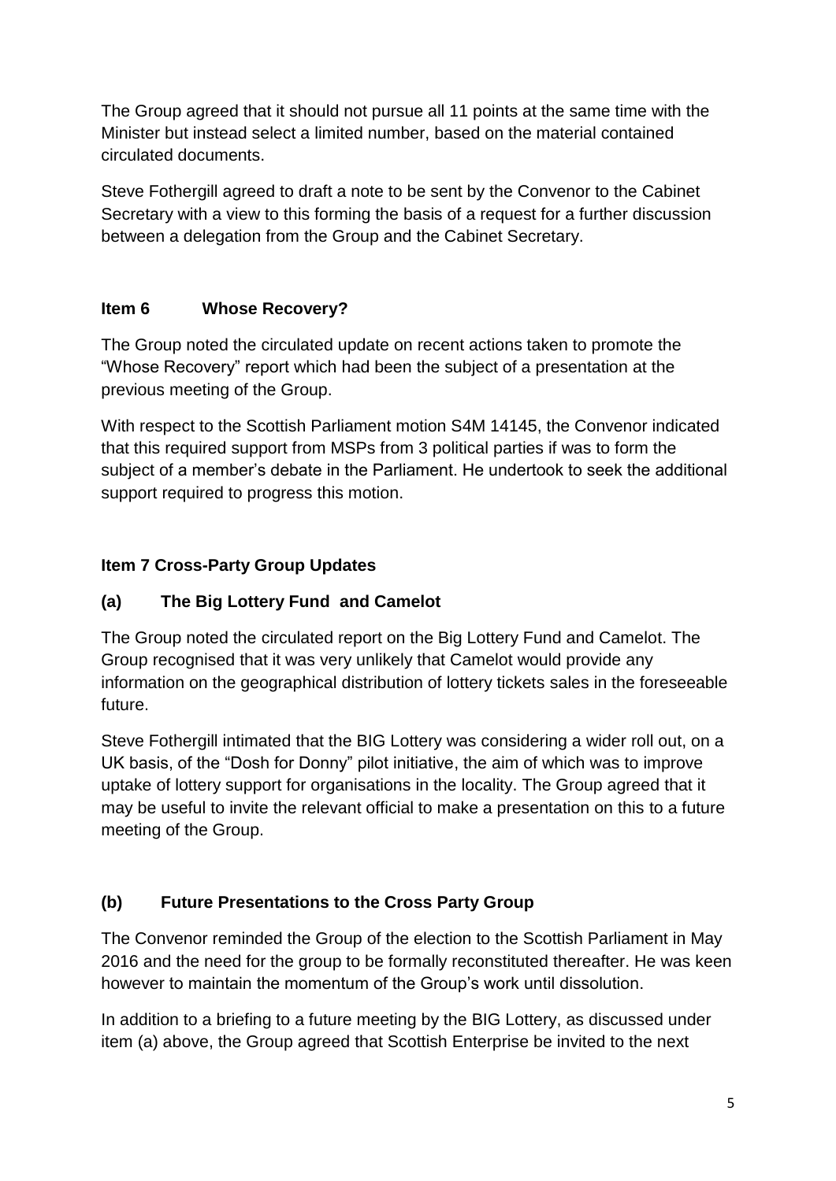The Group agreed that it should not pursue all 11 points at the same time with the Minister but instead select a limited number, based on the material contained circulated documents.

Steve Fothergill agreed to draft a note to be sent by the Convenor to the Cabinet Secretary with a view to this forming the basis of a request for a further discussion between a delegation from the Group and the Cabinet Secretary.

## Item 6 Whose Recovery?

The Group noted the circulated update on recent actions taken to promote the "Whose Recovery" report which had been the subject of a presentation at the previous meeting of the Group.

With respect to the Scottish Parliament motion S4M 14145, the Convenor indicated that this required support from MSPs from 3 political parties if was to form the subject of a member's debate in the Parliament. He undertook to seek the additional support required to progress this motion.

## Item 7 Cross-Party Group Updates

### (a) The Big Lottery Fund and Camelot

The Group noted the circulated report on the Big Lottery Fund and Camelot. The Group recognised that it was very unlikely that Camelot would provide any information on the geographical distribution of lottery tickets sales in the foreseeable future.

Steve Fothergill intimated that the BIG Lottery was considering a wider roll out, on a UK basis, of the "Dosh for Donny" pilot initiative, the aim of which was to improve uptake of lottery support for organisations in the locality. The Group agreed that it may be useful to invite the relevant official to make a presentation on this to a future meeting of the Group.

### (b) Future Presentations to the Cross Party Group

The Convenor reminded the Group of the election to the Scottish Parliament in May 2016 and the need for the group to be formally reconstituted thereafter. He was keen however to maintain the momentum of the Group's work until dissolution.

In addition to a briefing to a future meeting by the BIG Lottery, as discussed under item (a) above, the Group agreed that Scottish Enterprise be invited to the next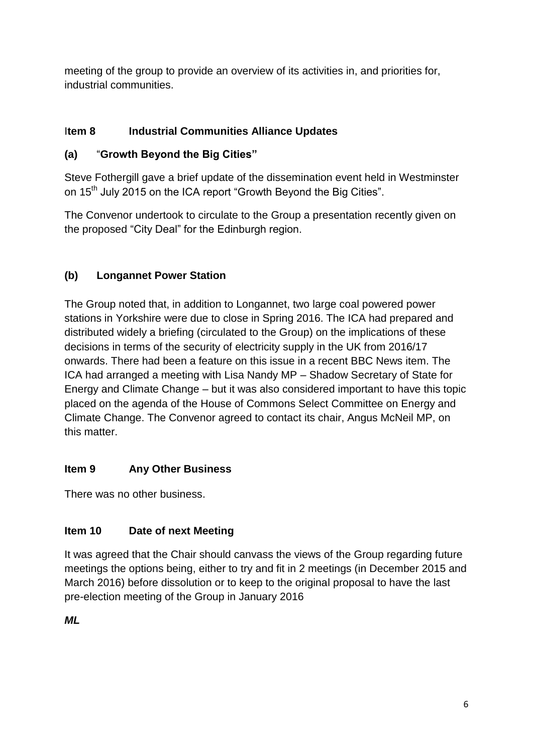meeting of the group to provide an overview of its activities in, and priorities for, industrial communities.

## Item 8 Industrial Communities Alliance Updates

### (a) "Growth Beyond the Big Cities"

Steve Fothergill gave a brief update of the dissemination event held in Westminster on 15th July 2015 on the ICA report "Growth Beyond the Big Cities".

The Convenor undertook to circulate to the Group a presentation recently given on the proposed "City Deal" for the Edinburgh region.

### (b) Longannet Power Station

The Group noted that, in addition to Longannet, two large coal powered power stations in Yorkshire were due to close in Spring 2016. The ICA had prepared and distributed widely a briefing (circulated to the Group) on the implications of these decisions in terms of the security of electricity supply in the UK from 2016/17 onwards. There had been a feature on this issue in a recent BBC News item. The ICA had arranged a meeting with Lisa Nandy MP – Shadow Secretary of State for Energy and Climate Change – but it was also considered important to have this topic placed on the agenda of the House of Commons Select Committee on Energy and Climate Change. The Convenor agreed to contact its chair, Angus McNeil MP, on this matter.

## Item 9 Any Other Business

There was no other business.

## Item 10 Date of next Meeting

It was agreed that the Chair should canvass the views of the Group regarding future meetings the options being, either to try and fit in 2 meetings (in December 2015 and March 2016) before dissolution or to keep to the original proposal to have the last pre-election meeting of the Group in January 2016

***ML***